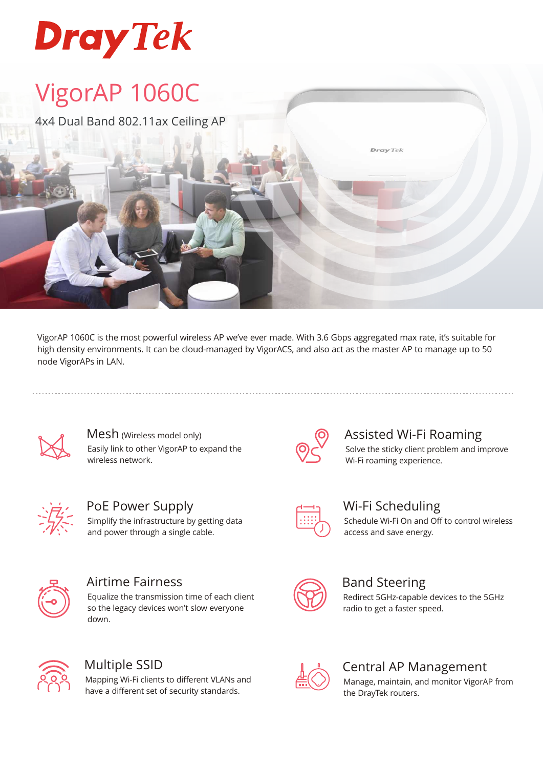DrayTek

# VigorAP 1060C

4x4 Dual Band 802.11ax Ceiling AP

VigorAP 1060C is the most powerful wireless AP we've ever made. With 3.6 Gbps aggregated max rate, it's suitable for high density environments. It can be cloud-managed by VigorACS, and also act as the master AP to manage up to 50 node VigorAPs in LAN.

### Mesh (Wireless model only)

Easily link to other VigorAP to expand the wireless network.

### Assisted Wi-Fi Roaming

Solve the sticky client problem and improve Wi-Fi roaming experience.

### PoE Power Supply

Simplify the infrastructure by getting data and power through a single cable.

### Wi-Fi Scheduling

Schedule Wi-Fi On and Off to control wireless access and save energy.

### Airtime Fairness

Equalize the transmission time of each client so the legacy devices won't slow everyone down.

### Band Steering

Redirect 5GHz-capable devices to the 5GHz radio to get a faster speed.

### Multiple SSID

Mapping Wi-Fi clients to different VLANs and have a different set of security standards.

### Central AP Management

Manage, maintain, and monitor VigorAP from the DrayTek routers.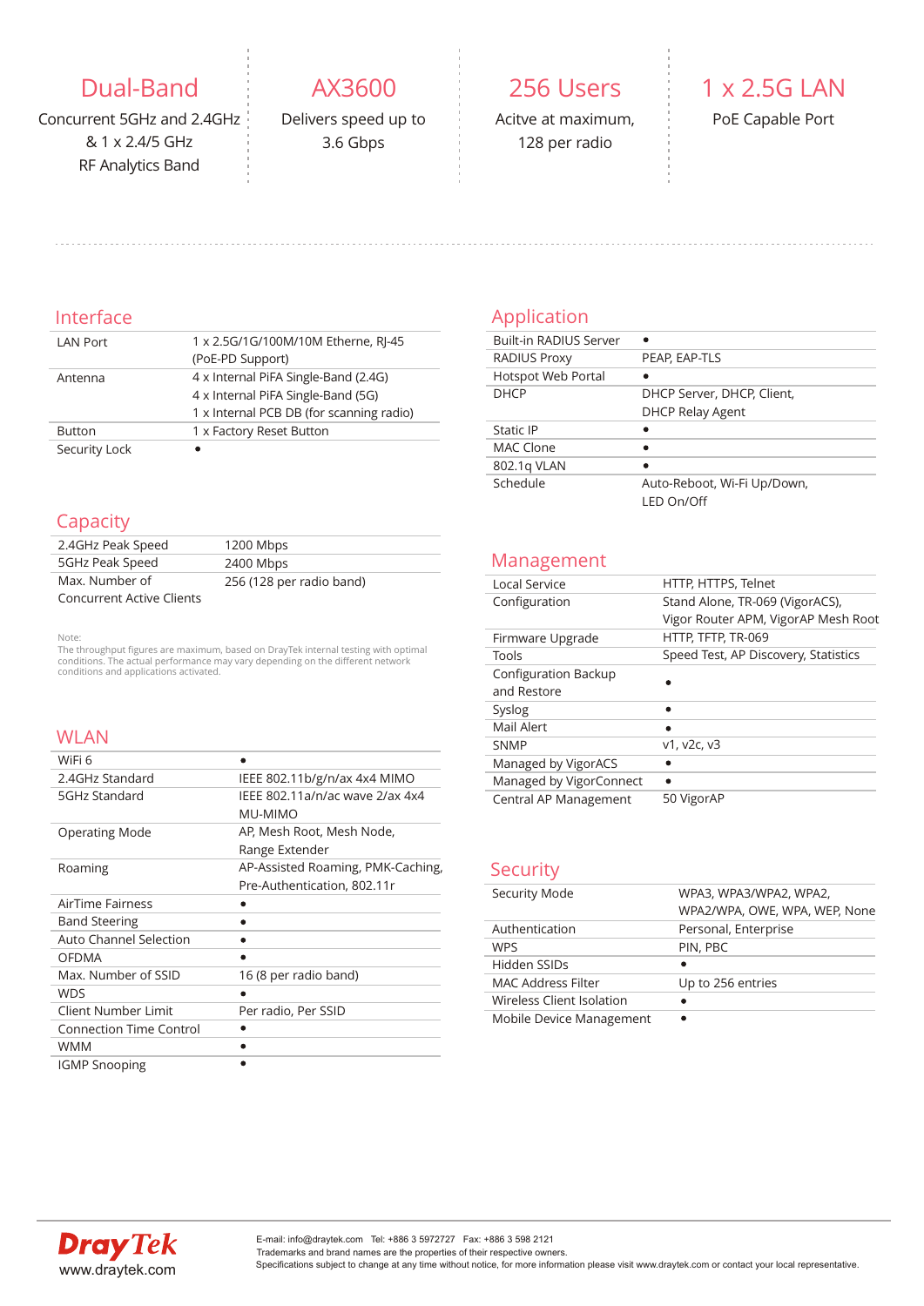## Dual-Band

Concurrent 5GHz and 2.4GHz & 1 x 2.4/5 GHz RF Analytics Band

## AX3600

Delivers speed up to 3.6 Gbps

## 256 Users

Acitve at maximum, 128 per radio

## 1 x 2.5G LAN

PoE Capable Port

## Interface

| | |
|---|---|
| LAN Port | 1 x 2.5G/1G/100M/10M Etherne, RJ-45 (PoE-PD Support) |
| Antenna | 4 x Internal PiFA Single-Band (2.4G)<br>4 x Internal PiFA Single-Band (5G)<br>1 x Internal PCB DB (for scanning radio) |
| Button | 1 x Factory Reset Button |
| Security Lock | • |

## Capacity

| | |
|---|---|
| 2.4GHz Peak Speed | 1200 Mbps |
| 5GHz Peak Speed | 2400 Mbps |
| Max. Number of Concurrent Active Clients | 256 (128 per radio band) |

Note:
The throughput figures are maximum, based on DrayTek internal testing with optimal conditions. The actual performance may vary depending on the different network conditions and applications activated.

## WLAN

| | |
|---|---|
| WiFi 6 | • |
| 2.4GHz Standard | IEEE 802.11b/g/n/ax 4x4 MIMO |
| 5GHz Standard | IEEE 802.11a/n/ac wave 2/ax 4x4 MU-MIMO |
| Operating Mode | AP, Mesh Root, Mesh Node, Range Extender |
| Roaming | AP-Assisted Roaming, PMK-Caching, Pre-Authentication, 802.11r |
| AirTime Fairness | • |
| Band Steering | • |
| Auto Channel Selection | • |
| OFDMA | • |
| Max. Number of SSID | 16 (8 per radio band) |
| WDS | • |
| Client Number Limit | Per radio, Per SSID |
| Connection Time Control | • |
| WMM | • |
| IGMP Snooping | • |

## Application

| | |
|---|---|
| Built-in RADIUS Server | • |
| RADIUS Proxy | PEAP, EAP-TLS |
| Hotspot Web Portal | • |
| DHCP | DHCP Server, DHCP, Client, DHCP Relay Agent |
| Static IP | • |
| MAC Clone | • |
| 802.1q VLAN | • |
| Schedule | Auto-Reboot, Wi-Fi Up/Down, LED On/Off |

## Management

| | |
|---|---|
| Local Service | HTTP, HTTPS, Telnet |
| Configuration | Stand Alone, TR-069 (VigorACS), Vigor Router APM, VigorAP Mesh Root |
| Firmware Upgrade | HTTP, TFTP, TR-069 |
| Tools | Speed Test, AP Discovery, Statistics |
| Configuration Backup and Restore | • |
| Syslog | • |
| Mail Alert | • |
| SNMP | v1, v2c, v3 |
| Managed by VigorACS | • |
| Managed by VigorConnect | • |
| Central AP Management | 50 VigorAP |

## Security

| | |
|---|---|
| Security Mode | WPA3, WPA3/WPA2, WPA2, WPA2/WPA, OWE, WPA, WEP, None |
| Authentication | Personal, Enterprise |
| WPS | PIN, PBC |
| Hidden SSIDs | • |
| MAC Address Filter | Up to 256 entries |
| Wireless Client Isolation | • |
| Mobile Device Management | • |

DrayTek
www.draytek.com

E-mail: info@draytek.com Tel: +886 3 5972727 Fax: +886 3 598 2121
Trademarks and brand names are the properties of their respective owners.
Specifications subject to change at any time without notice, for more information please visit www.draytek.com or contact your local representative.